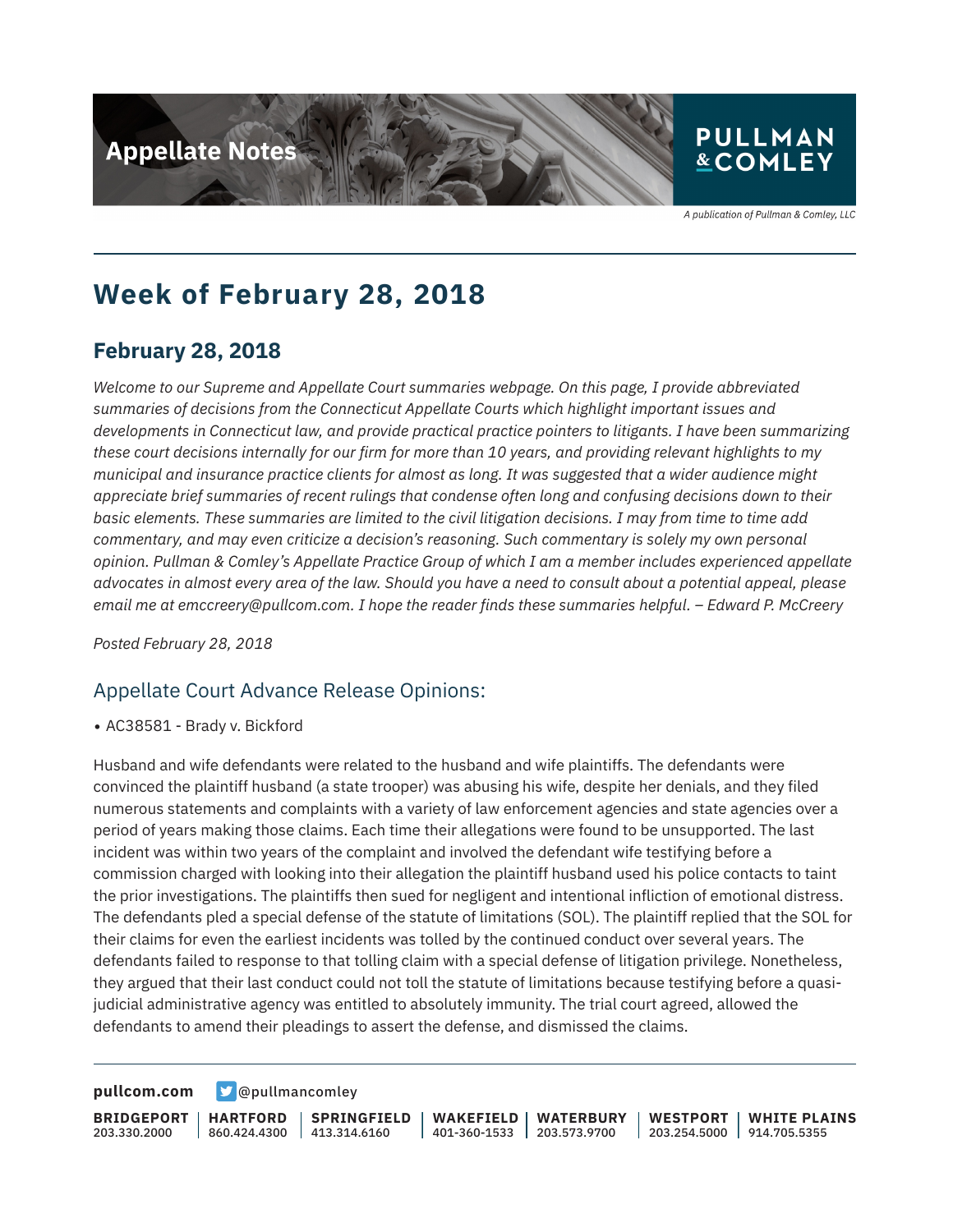# Week of February 28, 2018

## February 28, 2018

*Welcome to our Supreme and Appellate Court summaries webpage. On this page, I provide abbreviated summaries of decisions from the Connecticut Appellate Courts which highlight important issues and developments in Connecticut law, and provide practical practice pointers to litigants. I have been summarizing these court decisions internally for our firm for more than 10 years, and providing relevant highlights to my municipal and insurance practice clients for almost as long. It was suggested that a wider audience might appreciate brief summaries of recent rulings that condense often long and confusing decisions down to their basic elements. These summaries are limited to the civil litigation decisions. I may from time to time add commentary, and may even criticize a decision's reasoning. Such commentary is solely my own personal opinion. Pullman & Comley's Appellate Practice Group of which I am a member includes experienced appellate advocates in almost every area of the law. Should you have a need to consult about a potential appeal, please email me at emccreery@pullcom.com. I hope the reader finds these summaries helpful. – Edward P. McCreery*

*Posted February 28, 2018*

### Appellate Court Advance Release Opinions:

- AC38581 - Brady v. Bickford

Husband and wife defendants were related to the husband and wife plaintiffs. The defendants were convinced the plaintiff husband (a state trooper) was abusing his wife, despite her denials, and they filed numerous statements and complaints with a variety of law enforcement agencies and state agencies over a period of years making those claims. Each time their allegations were found to be unsupported. The last incident was within two years of the complaint and involved the defendant wife testifying before a commission charged with looking into their allegation the plaintiff husband used his police contacts to taint the prior investigations. The plaintiffs then sued for negligent and intentional infliction of emotional distress. The defendants pled a special defense of the statute of limitations (SOL). The plaintiff replied that the SOL for their claims for even the earliest incidents was tolled by the continued conduct over several years. The defendants failed to response to that tolling claim with a special defense of litigation privilege. Nonetheless, they argued that their last conduct could not toll the statute of limitations because testifying before a quasi-judicial administrative agency was entitled to absolutely immunity. The trial court agreed, allowed the defendants to amend their pleadings to assert the defense, and dismissed the claims.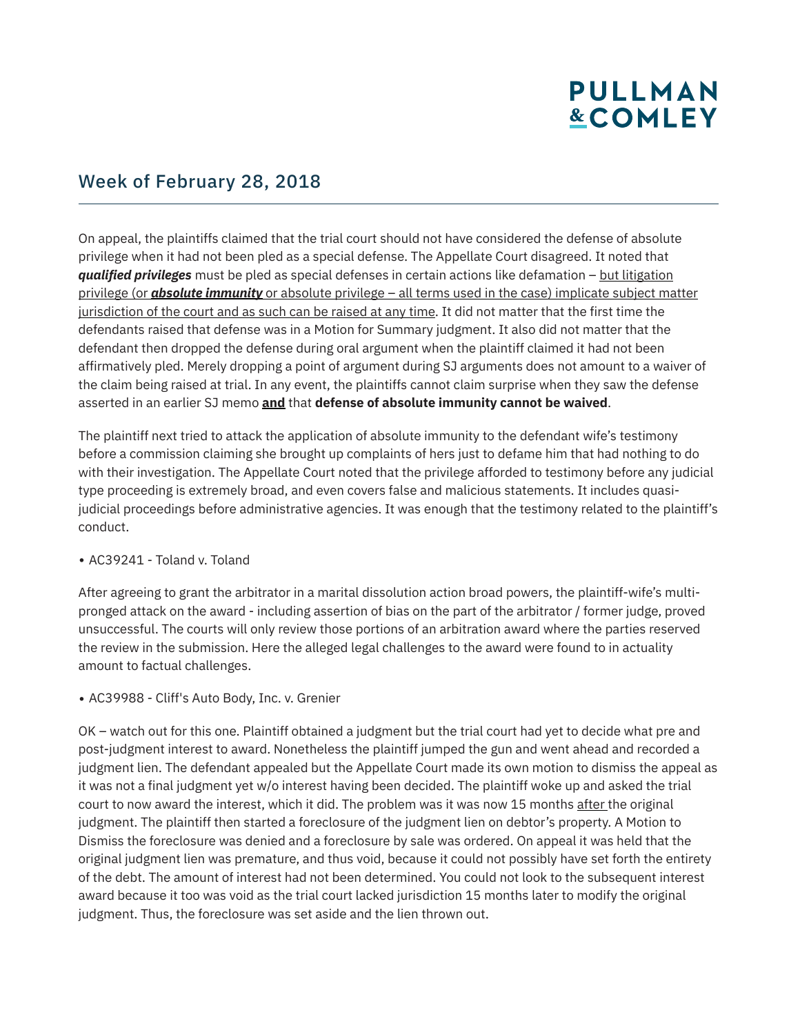## Week of February 28, 2018

On appeal, the plaintiffs claimed that the trial court should not have considered the defense of absolute privilege when it had not been pled as a special defense. The Appellate Court disagreed. It noted that ***qualified privileges*** must be pled as special defenses in certain actions like defamation – <u>but litigation privilege (or ***absolute immunity*** or absolute privilege – all terms used in the case) implicate subject matter jurisdiction of the court and as such can be raised at any time</u>. It did not matter that the first time the defendants raised that defense was in a Motion for Summary judgment. It also did not matter that the defendant then dropped the defense during oral argument when the plaintiff claimed it had not been affirmatively pled. Merely dropping a point of argument during SJ arguments does not amount to a waiver of the claim being raised at trial. In any event, the plaintiffs cannot claim surprise when they saw the defense asserted in an earlier SJ memo **<u>and</u>** that **defense of absolute immunity cannot be waived**.

The plaintiff next tried to attack the application of absolute immunity to the defendant wife's testimony before a commission claiming she brought up complaints of hers just to defame him that had nothing to do with their investigation. The Appellate Court noted that the privilege afforded to testimony before any judicial type proceeding is extremely broad, and even covers false and malicious statements. It includes quasi-judicial proceedings before administrative agencies. It was enough that the testimony related to the plaintiff's conduct.

• AC39241 - Toland v. Toland

After agreeing to grant the arbitrator in a marital dissolution action broad powers, the plaintiff-wife's multi-pronged attack on the award - including assertion of bias on the part of the arbitrator / former judge, proved unsuccessful. The courts will only review those portions of an arbitration award where the parties reserved the review in the submission. Here the alleged legal challenges to the award were found to in actuality amount to factual challenges.

• AC39988 - Cliff's Auto Body, Inc. v. Grenier

OK – watch out for this one. Plaintiff obtained a judgment but the trial court had yet to decide what pre and post-judgment interest to award. Nonetheless the plaintiff jumped the gun and went ahead and recorded a judgment lien. The defendant appealed but the Appellate Court made its own motion to dismiss the appeal as it was not a final judgment yet w/o interest having been decided. The plaintiff woke up and asked the trial court to now award the interest, which it did. The problem was it was now 15 months <u>after</u> the original judgment. The plaintiff then started a foreclosure of the judgment lien on debtor's property. A Motion to Dismiss the foreclosure was denied and a foreclosure by sale was ordered. On appeal it was held that the original judgment lien was premature, and thus void, because it could not possibly have set forth the entirety of the debt. The amount of interest had not been determined. You could not look to the subsequent interest award because it too was void as the trial court lacked jurisdiction 15 months later to modify the original judgment. Thus, the foreclosure was set aside and the lien thrown out.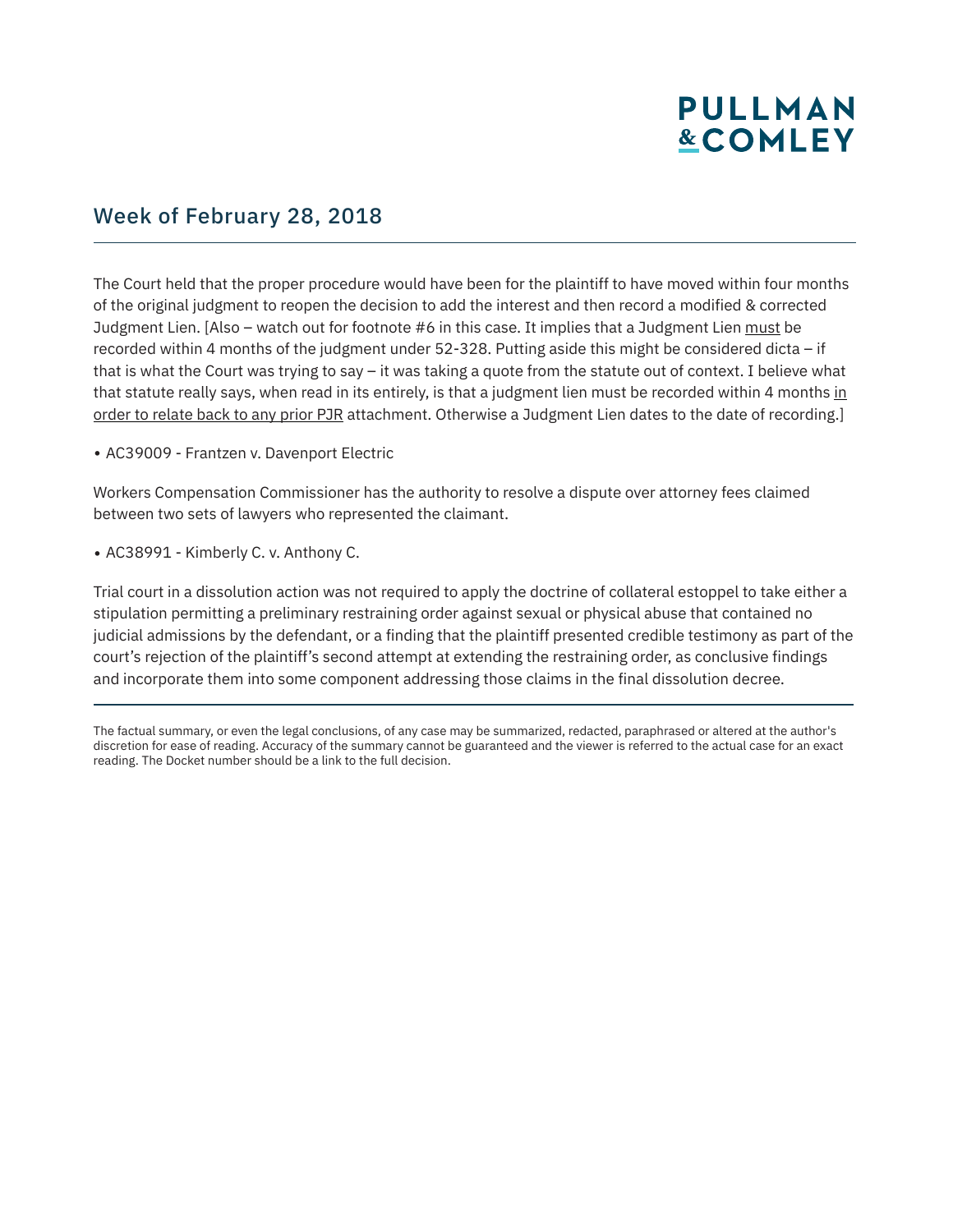## Week of February 28, 2018

The Court held that the proper procedure would have been for the plaintiff to have moved within four months of the original judgment to reopen the decision to add the interest and then record a modified & corrected Judgment Lien. [Also – watch out for footnote #6 in this case. It implies that a Judgment Lien must be recorded within 4 months of the judgment under 52-328. Putting aside this might be considered dicta – if that is what the Court was trying to say – it was taking a quote from the statute out of context. I believe what that statute really says, when read in its entirely, is that a judgment lien must be recorded within 4 months in order to relate back to any prior PJR attachment. Otherwise a Judgment Lien dates to the date of recording.]

- AC39009 - Frantzen v. Davenport Electric

Workers Compensation Commissioner has the authority to resolve a dispute over attorney fees claimed between two sets of lawyers who represented the claimant.

- AC38991 - Kimberly C. v. Anthony C.

Trial court in a dissolution action was not required to apply the doctrine of collateral estoppel to take either a stipulation permitting a preliminary restraining order against sexual or physical abuse that contained no judicial admissions by the defendant, or a finding that the plaintiff presented credible testimony as part of the court's rejection of the plaintiff's second attempt at extending the restraining order, as conclusive findings and incorporate them into some component addressing those claims in the final dissolution decree.

---

The factual summary, or even the legal conclusions, of any case may be summarized, redacted, paraphrased or altered at the author's discretion for ease of reading. Accuracy of the summary cannot be guaranteed and the viewer is referred to the actual case for an exact reading. The Docket number should be a link to the full decision.